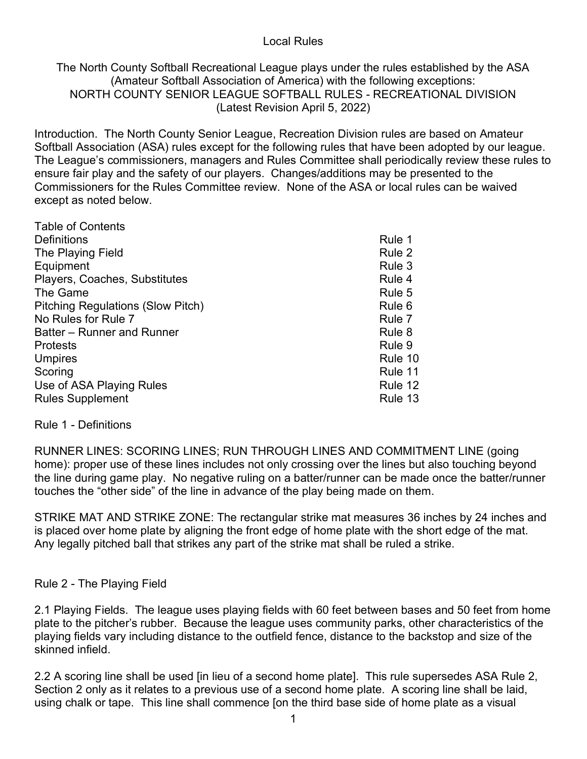# Local Rules

The North County Softball Recreational League plays under the rules established by the ASA (Amateur Softball Association of America) with the following exceptions:
NORTH COUNTY SENIOR LEAGUE SOFTBALL RULES - RECREATIONAL DIVISION
(Latest Revision April 5, 2022)

Introduction. The North County Senior League, Recreation Division rules are based on Amateur Softball Association (ASA) rules except for the following rules that have been adopted by our league. The League's commissioners, managers and Rules Committee shall periodically review these rules to ensure fair play and the safety of our players. Changes/additions may be presented to the Commissioners for the Rules Committee review. None of the ASA or local rules can be waived except as noted below.

| Table of Contents | |
|---|---|
| Definitions | Rule 1 |
| The Playing Field | Rule 2 |
| Equipment | Rule 3 |
| Players, Coaches, Substitutes | Rule 4 |
| The Game | Rule 5 |
| Pitching Regulations (Slow Pitch) | Rule 6 |
| No Rules for Rule 7 | Rule 7 |
| Batter – Runner and Runner | Rule 8 |
| Protests | Rule 9 |
| Umpires | Rule 10 |
| Scoring | Rule 11 |
| Use of ASA Playing Rules | Rule 12 |
| Rules Supplement | Rule 13 |

## Rule 1 - Definitions

RUNNER LINES: SCORING LINES; RUN THROUGH LINES AND COMMITMENT LINE (going home): proper use of these lines includes not only crossing over the lines but also touching beyond the line during game play. No negative ruling on a batter/runner can be made once the batter/runner touches the "other side" of the line in advance of the play being made on them.

STRIKE MAT AND STRIKE ZONE: The rectangular strike mat measures 36 inches by 24 inches and is placed over home plate by aligning the front edge of home plate with the short edge of the mat. Any legally pitched ball that strikes any part of the strike mat shall be ruled a strike.

## Rule 2 - The Playing Field

2.1 Playing Fields. The league uses playing fields with 60 feet between bases and 50 feet from home plate to the pitcher's rubber. Because the league uses community parks, other characteristics of the playing fields vary including distance to the outfield fence, distance to the backstop and size of the skinned infield.

2.2 A scoring line shall be used [in lieu of a second home plate]. This rule supersedes ASA Rule 2, Section 2 only as it relates to a previous use of a second home plate. A scoring line shall be laid, using chalk or tape. This line shall commence [on the third base side of home plate as a visual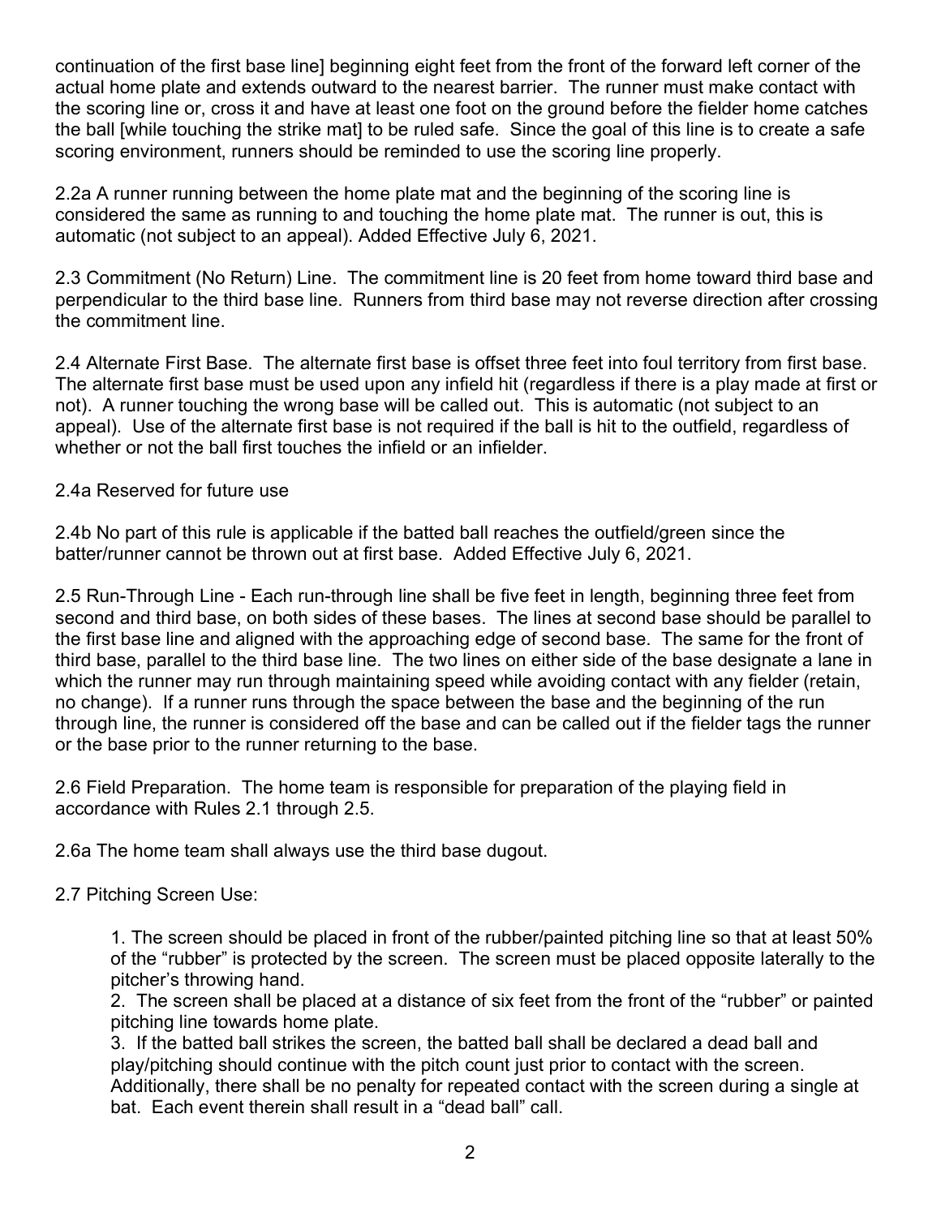continuation of the first base line] beginning eight feet from the front of the forward left corner of the actual home plate and extends outward to the nearest barrier. The runner must make contact with the scoring line or, cross it and have at least one foot on the ground before the fielder home catches the ball [while touching the strike mat] to be ruled safe. Since the goal of this line is to create a safe scoring environment, runners should be reminded to use the scoring line properly.

2.2a A runner running between the home plate mat and the beginning of the scoring line is considered the same as running to and touching the home plate mat. The runner is out, this is automatic (not subject to an appeal). Added Effective July 6, 2021.

2.3 Commitment (No Return) Line. The commitment line is 20 feet from home toward third base and perpendicular to the third base line. Runners from third base may not reverse direction after crossing the commitment line.

2.4 Alternate First Base. The alternate first base is offset three feet into foul territory from first base. The alternate first base must be used upon any infield hit (regardless if there is a play made at first or not). A runner touching the wrong base will be called out. This is automatic (not subject to an appeal). Use of the alternate first base is not required if the ball is hit to the outfield, regardless of whether or not the ball first touches the infield or an infielder.

2.4a Reserved for future use

2.4b No part of this rule is applicable if the batted ball reaches the outfield/green since the batter/runner cannot be thrown out at first base. Added Effective July 6, 2021.

2.5 Run-Through Line - Each run-through line shall be five feet in length, beginning three feet from second and third base, on both sides of these bases. The lines at second base should be parallel to the first base line and aligned with the approaching edge of second base. The same for the front of third base, parallel to the third base line. The two lines on either side of the base designate a lane in which the runner may run through maintaining speed while avoiding contact with any fielder (retain, no change). If a runner runs through the space between the base and the beginning of the run through line, the runner is considered off the base and can be called out if the fielder tags the runner or the base prior to the runner returning to the base.

2.6 Field Preparation. The home team is responsible for preparation of the playing field in accordance with Rules 2.1 through 2.5.

2.6a The home team shall always use the third base dugout.

2.7 Pitching Screen Use:

1. The screen should be placed in front of the rubber/painted pitching line so that at least 50% of the "rubber" is protected by the screen. The screen must be placed opposite laterally to the pitcher's throwing hand.
2. The screen shall be placed at a distance of six feet from the front of the "rubber" or painted pitching line towards home plate.
3. If the batted ball strikes the screen, the batted ball shall be declared a dead ball and play/pitching should continue with the pitch count just prior to contact with the screen. Additionally, there shall be no penalty for repeated contact with the screen during a single at bat. Each event therein shall result in a "dead ball" call.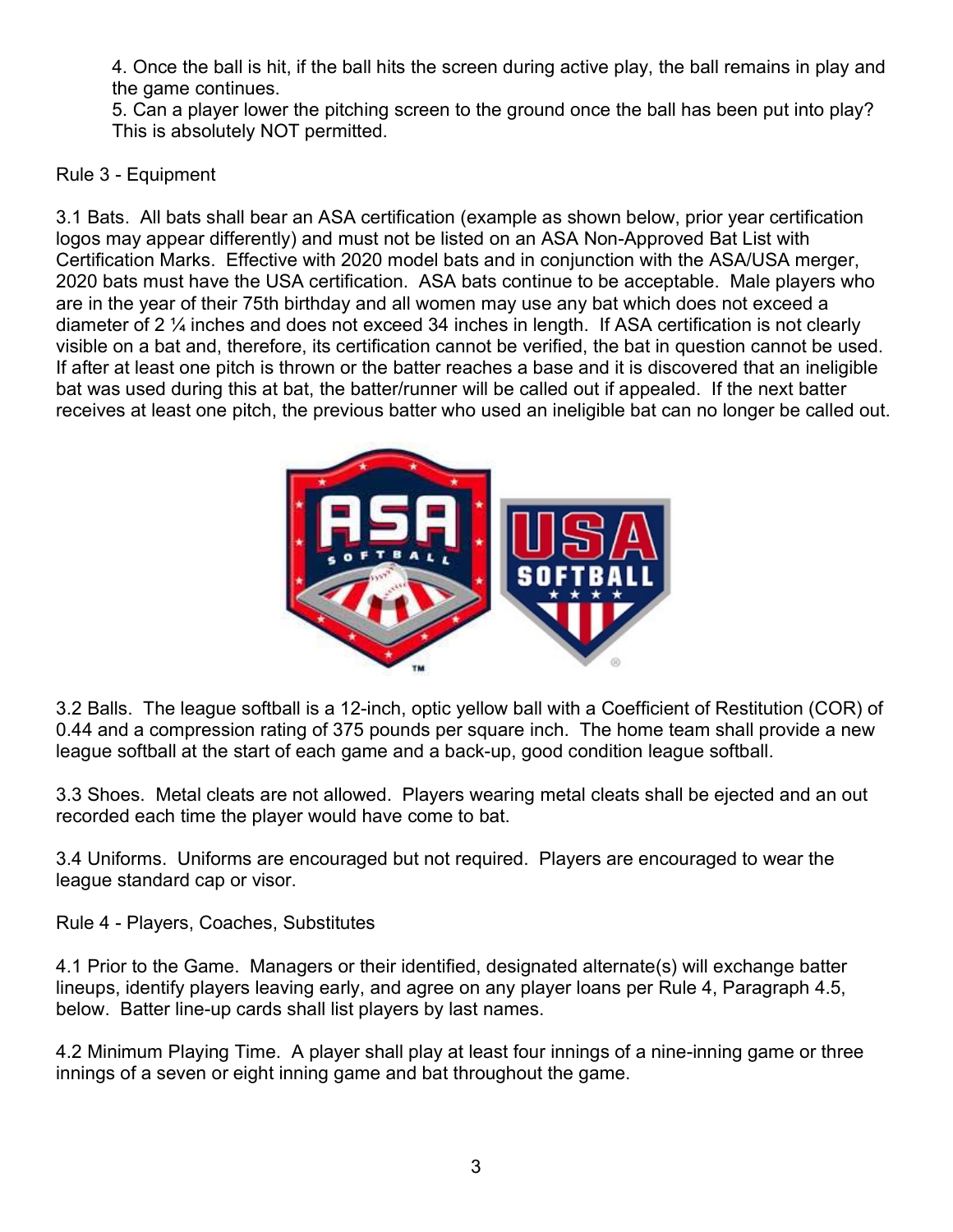4. Once the ball is hit, if the ball hits the screen during active play, the ball remains in play and the game continues.

5. Can a player lower the pitching screen to the ground once the ball has been put into play? This is absolutely NOT permitted.

Rule 3 - Equipment

3.1 Bats. All bats shall bear an ASA certification (example as shown below, prior year certification logos may appear differently) and must not be listed on an ASA Non-Approved Bat List with Certification Marks. Effective with 2020 model bats and in conjunction with the ASA/USA merger, 2020 bats must have the USA certification. ASA bats continue to be acceptable. Male players who are in the year of their 75th birthday and all women may use any bat which does not exceed a diameter of 2 ¼ inches and does not exceed 34 inches in length. If ASA certification is not clearly visible on a bat and, therefore, its certification cannot be verified, the bat in question cannot be used. If after at least one pitch is thrown or the batter reaches a base and it is discovered that an ineligible bat was used during this at bat, the batter/runner will be called out if appealed. If the next batter receives at least one pitch, the previous batter who used an ineligible bat can no longer be called out.

3.2 Balls. The league softball is a 12-inch, optic yellow ball with a Coefficient of Restitution (COR) of 0.44 and a compression rating of 375 pounds per square inch. The home team shall provide a new league softball at the start of each game and a back-up, good condition league softball.

3.3 Shoes. Metal cleats are not allowed. Players wearing metal cleats shall be ejected and an out recorded each time the player would have come to bat.

3.4 Uniforms. Uniforms are encouraged but not required. Players are encouraged to wear the league standard cap or visor.

Rule 4 - Players, Coaches, Substitutes

4.1 Prior to the Game. Managers or their identified, designated alternate(s) will exchange batter lineups, identify players leaving early, and agree on any player loans per Rule 4, Paragraph 4.5, below. Batter line-up cards shall list players by last names.

4.2 Minimum Playing Time. A player shall play at least four innings of a nine-inning game or three innings of a seven or eight inning game and bat throughout the game.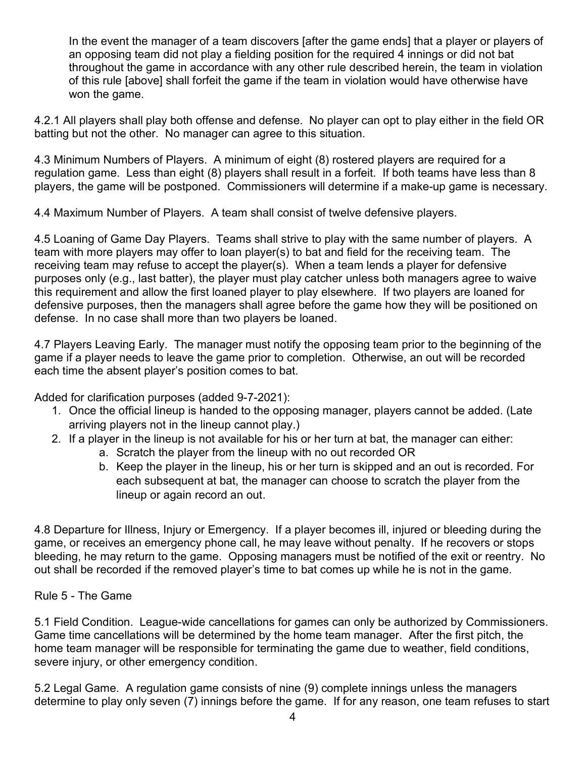In the event the manager of a team discovers [after the game ends] that a player or players of an opposing team did not play a fielding position for the required 4 innings or did not bat throughout the game in accordance with any other rule described herein, the team in violation of this rule [above] shall forfeit the game if the team in violation would have otherwise have won the game.

4.2.1 All players shall play both offense and defense. No player can opt to play either in the field OR batting but not the other. No manager can agree to this situation.

4.3 Minimum Numbers of Players. A minimum of eight (8) rostered players are required for a regulation game. Less than eight (8) players shall result in a forfeit. If both teams have less than 8 players, the game will be postponed. Commissioners will determine if a make-up game is necessary.

4.4 Maximum Number of Players. A team shall consist of twelve defensive players.

4.5 Loaning of Game Day Players. Teams shall strive to play with the same number of players. A team with more players may offer to loan player(s) to bat and field for the receiving team. The receiving team may refuse to accept the player(s). When a team lends a player for defensive purposes only (e.g., last batter), the player must play catcher unless both managers agree to waive this requirement and allow the first loaned player to play elsewhere. If two players are loaned for defensive purposes, then the managers shall agree before the game how they will be positioned on defense. In no case shall more than two players be loaned.

4.7 Players Leaving Early. The manager must notify the opposing team prior to the beginning of the game if a player needs to leave the game prior to completion. Otherwise, an out will be recorded each time the absent player's position comes to bat.

Added for clarification purposes (added 9-7-2021):

1. Once the official lineup is handed to the opposing manager, players cannot be added. (Late arriving players not in the lineup cannot play.)
2. If a player in the lineup is not available for his or her turn at bat, the manager can either:
   a. Scratch the player from the lineup with no out recorded OR
   b. Keep the player in the lineup, his or her turn is skipped and an out is recorded. For each subsequent at bat, the manager can choose to scratch the player from the lineup or again record an out.

4.8 Departure for Illness, Injury or Emergency. If a player becomes ill, injured or bleeding during the game, or receives an emergency phone call, he may leave without penalty. If he recovers or stops bleeding, he may return to the game. Opposing managers must be notified of the exit or reentry. No out shall be recorded if the removed player's time to bat comes up while he is not in the game.

## Rule 5 - The Game

5.1 Field Condition. League-wide cancellations for games can only be authorized by Commissioners. Game time cancellations will be determined by the home team manager. After the first pitch, the home team manager will be responsible for terminating the game due to weather, field conditions, severe injury, or other emergency condition.

5.2 Legal Game. A regulation game consists of nine (9) complete innings unless the managers determine to play only seven (7) innings before the game. If for any reason, one team refuses to start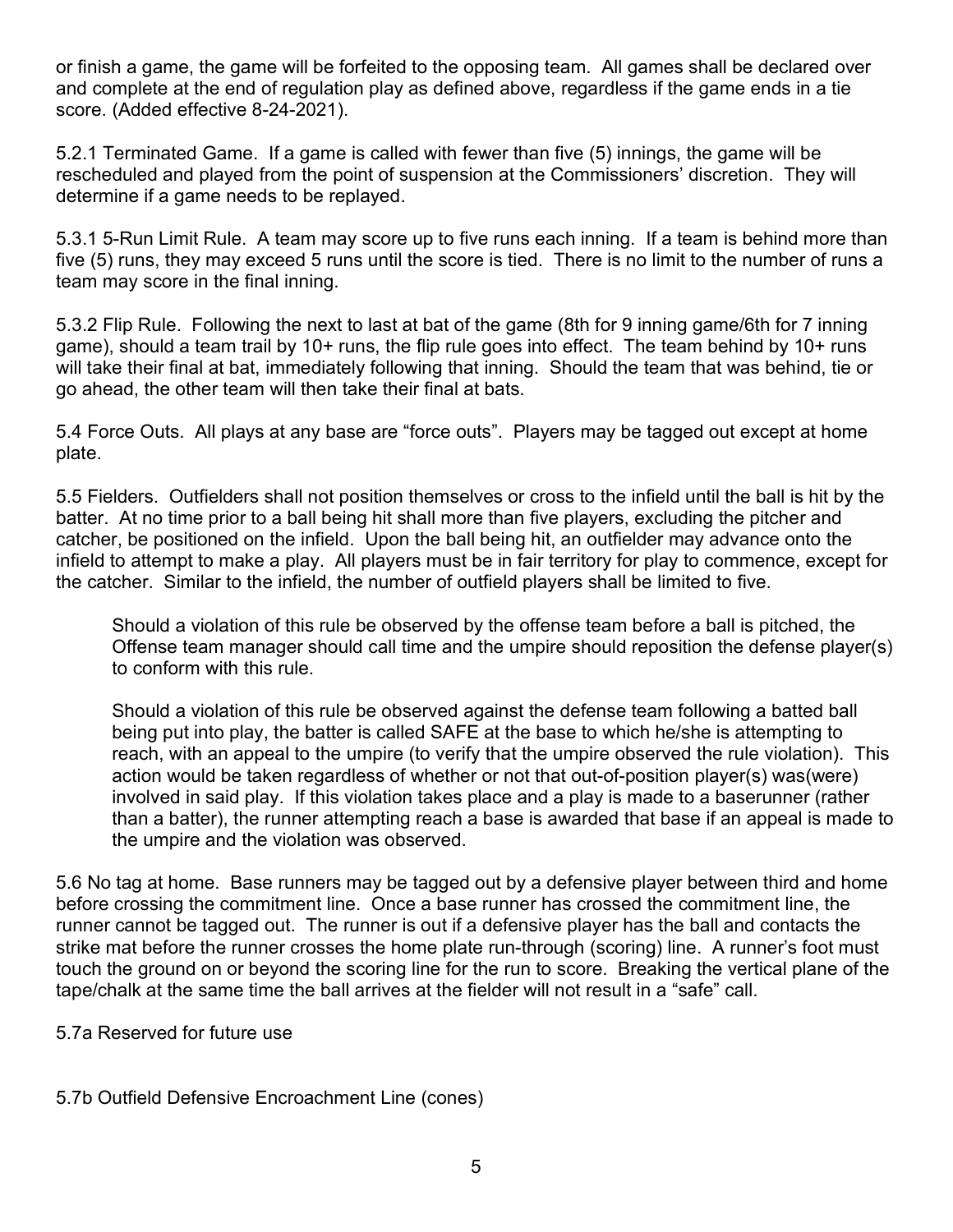or finish a game, the game will be forfeited to the opposing team. All games shall be declared over and complete at the end of regulation play as defined above, regardless if the game ends in a tie score. (Added effective 8-24-2021).

5.2.1 Terminated Game. If a game is called with fewer than five (5) innings, the game will be rescheduled and played from the point of suspension at the Commissioners' discretion. They will determine if a game needs to be replayed.

5.3.1 5-Run Limit Rule. A team may score up to five runs each inning. If a team is behind more than five (5) runs, they may exceed 5 runs until the score is tied. There is no limit to the number of runs a team may score in the final inning.

5.3.2 Flip Rule. Following the next to last at bat of the game (8th for 9 inning game/6th for 7 inning game), should a team trail by 10+ runs, the flip rule goes into effect. The team behind by 10+ runs will take their final at bat, immediately following that inning. Should the team that was behind, tie or go ahead, the other team will then take their final at bats.

5.4 Force Outs. All plays at any base are "force outs". Players may be tagged out except at home plate.

5.5 Fielders. Outfielders shall not position themselves or cross to the infield until the ball is hit by the batter. At no time prior to a ball being hit shall more than five players, excluding the pitcher and catcher, be positioned on the infield. Upon the ball being hit, an outfielder may advance onto the infield to attempt to make a play. All players must be in fair territory for play to commence, except for the catcher. Similar to the infield, the number of outfield players shall be limited to five.

> Should a violation of this rule be observed by the offense team before a ball is pitched, the Offense team manager should call time and the umpire should reposition the defense player(s) to conform with this rule.
>
> Should a violation of this rule be observed against the defense team following a batted ball being put into play, the batter is called SAFE at the base to which he/she is attempting to reach, with an appeal to the umpire (to verify that the umpire observed the rule violation). This action would be taken regardless of whether or not that out-of-position player(s) was(were) involved in said play. If this violation takes place and a play is made to a baserunner (rather than a batter), the runner attempting reach a base is awarded that base if an appeal is made to the umpire and the violation was observed.

5.6 No tag at home. Base runners may be tagged out by a defensive player between third and home before crossing the commitment line. Once a base runner has crossed the commitment line, the runner cannot be tagged out. The runner is out if a defensive player has the ball and contacts the strike mat before the runner crosses the home plate run-through (scoring) line. A runner's foot must touch the ground on or beyond the scoring line for the run to score. Breaking the vertical plane of the tape/chalk at the same time the ball arrives at the fielder will not result in a "safe" call.

5.7a Reserved for future use

5.7b Outfield Defensive Encroachment Line (cones)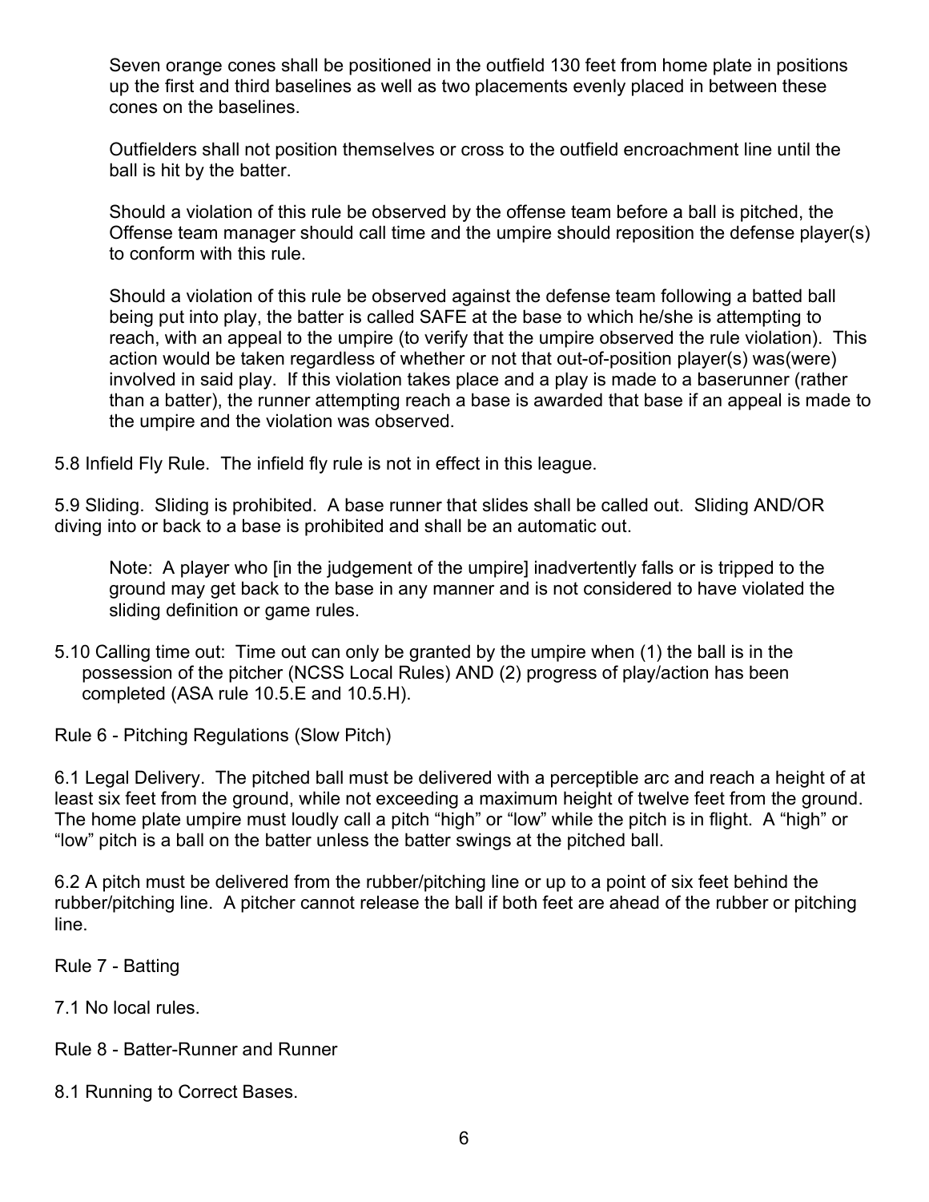Seven orange cones shall be positioned in the outfield 130 feet from home plate in positions up the first and third baselines as well as two placements evenly placed in between these cones on the baselines.

Outfielders shall not position themselves or cross to the outfield encroachment line until the ball is hit by the batter.

Should a violation of this rule be observed by the offense team before a ball is pitched, the Offense team manager should call time and the umpire should reposition the defense player(s) to conform with this rule.

Should a violation of this rule be observed against the defense team following a batted ball being put into play, the batter is called SAFE at the base to which he/she is attempting to reach, with an appeal to the umpire (to verify that the umpire observed the rule violation). This action would be taken regardless of whether or not that out-of-position player(s) was(were) involved in said play. If this violation takes place and a play is made to a baserunner (rather than a batter), the runner attempting reach a base is awarded that base if an appeal is made to the umpire and the violation was observed.

5.8 Infield Fly Rule. The infield fly rule is not in effect in this league.

5.9 Sliding. Sliding is prohibited. A base runner that slides shall be called out. Sliding AND/OR diving into or back to a base is prohibited and shall be an automatic out.

Note: A player who [in the judgement of the umpire] inadvertently falls or is tripped to the ground may get back to the base in any manner and is not considered to have violated the sliding definition or game rules.

5.10 Calling time out: Time out can only be granted by the umpire when (1) the ball is in the possession of the pitcher (NCSS Local Rules) AND (2) progress of play/action has been completed (ASA rule 10.5.E and 10.5.H).

Rule 6 - Pitching Regulations (Slow Pitch)

6.1 Legal Delivery. The pitched ball must be delivered with a perceptible arc and reach a height of at least six feet from the ground, while not exceeding a maximum height of twelve feet from the ground. The home plate umpire must loudly call a pitch "high" or "low" while the pitch is in flight. A "high" or "low" pitch is a ball on the batter unless the batter swings at the pitched ball.

6.2 A pitch must be delivered from the rubber/pitching line or up to a point of six feet behind the rubber/pitching line. A pitcher cannot release the ball if both feet are ahead of the rubber or pitching line.

Rule 7 - Batting

7.1 No local rules.

Rule 8 - Batter-Runner and Runner

8.1 Running to Correct Bases.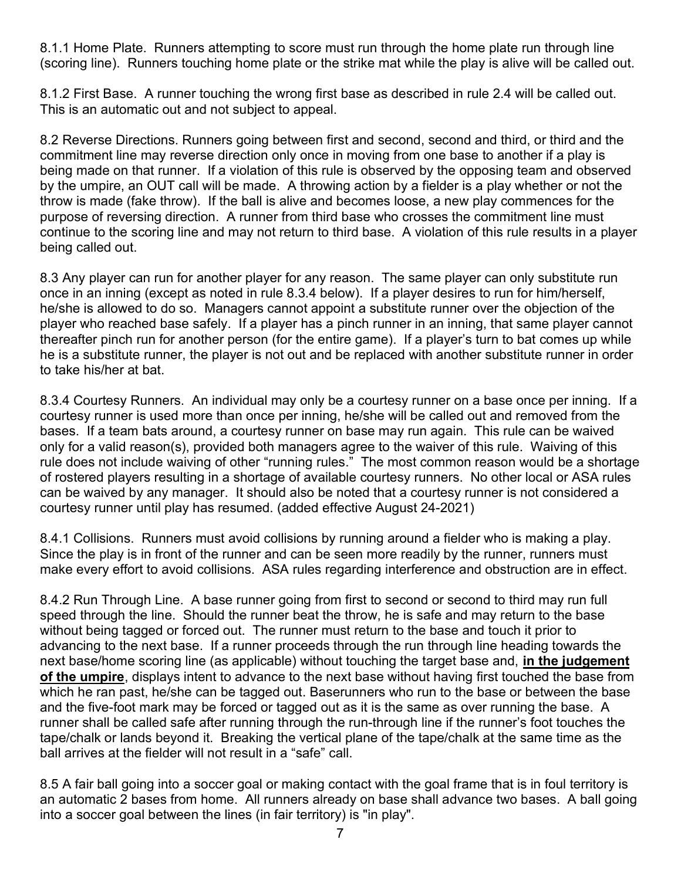8.1.1 Home Plate. Runners attempting to score must run through the home plate run through line (scoring line). Runners touching home plate or the strike mat while the play is alive will be called out.

8.1.2 First Base. A runner touching the wrong first base as described in rule 2.4 will be called out. This is an automatic out and not subject to appeal.

8.2 Reverse Directions. Runners going between first and second, second and third, or third and the commitment line may reverse direction only once in moving from one base to another if a play is being made on that runner. If a violation of this rule is observed by the opposing team and observed by the umpire, an OUT call will be made. A throwing action by a fielder is a play whether or not the throw is made (fake throw). If the ball is alive and becomes loose, a new play commences for the purpose of reversing direction. A runner from third base who crosses the commitment line must continue to the scoring line and may not return to third base. A violation of this rule results in a player being called out.

8.3 Any player can run for another player for any reason. The same player can only substitute run once in an inning (except as noted in rule 8.3.4 below). If a player desires to run for him/herself, he/she is allowed to do so. Managers cannot appoint a substitute runner over the objection of the player who reached base safely. If a player has a pinch runner in an inning, that same player cannot thereafter pinch run for another person (for the entire game). If a player's turn to bat comes up while he is a substitute runner, the player is not out and be replaced with another substitute runner in order to take his/her at bat.

8.3.4 Courtesy Runners. An individual may only be a courtesy runner on a base once per inning. If a courtesy runner is used more than once per inning, he/she will be called out and removed from the bases. If a team bats around, a courtesy runner on base may run again. This rule can be waived only for a valid reason(s), provided both managers agree to the waiver of this rule. Waiving of this rule does not include waiving of other "running rules." The most common reason would be a shortage of rostered players resulting in a shortage of available courtesy runners. No other local or ASA rules can be waived by any manager. It should also be noted that a courtesy runner is not considered a courtesy runner until play has resumed. (added effective August 24-2021)

8.4.1 Collisions. Runners must avoid collisions by running around a fielder who is making a play. Since the play is in front of the runner and can be seen more readily by the runner, runners must make every effort to avoid collisions. ASA rules regarding interference and obstruction are in effect.

8.4.2 Run Through Line. A base runner going from first to second or second to third may run full speed through the line. Should the runner beat the throw, he is safe and may return to the base without being tagged or forced out. The runner must return to the base and touch it prior to advancing to the next base. If a runner proceeds through the run through line heading towards the next base/home scoring line (as applicable) without touching the target base and, **<u>in the judgement of the umpire</u>**, displays intent to advance to the next base without having first touched the base from which he ran past, he/she can be tagged out. Baserunners who run to the base or between the base and the five-foot mark may be forced or tagged out as it is the same as over running the base. A runner shall be called safe after running through the run-through line if the runner's foot touches the tape/chalk or lands beyond it. Breaking the vertical plane of the tape/chalk at the same time as the ball arrives at the fielder will not result in a "safe" call.

8.5 A fair ball going into a soccer goal or making contact with the goal frame that is in foul territory is an automatic 2 bases from home. All runners already on base shall advance two bases. A ball going into a soccer goal between the lines (in fair territory) is "in play".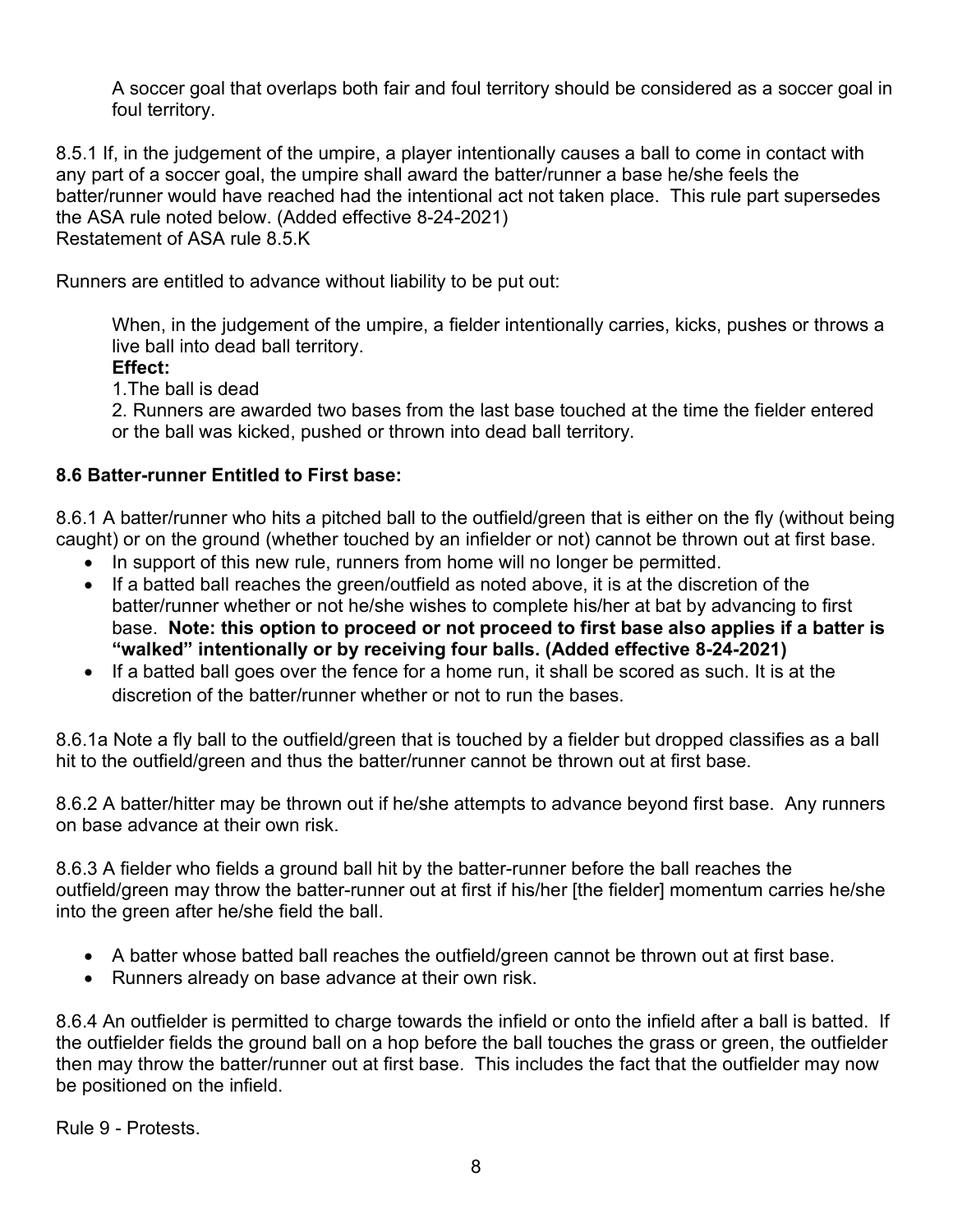A soccer goal that overlaps both fair and foul territory should be considered as a soccer goal in foul territory.

8.5.1 If, in the judgement of the umpire, a player intentionally causes a ball to come in contact with any part of a soccer goal, the umpire shall award the batter/runner a base he/she feels the batter/runner would have reached had the intentional act not taken place. This rule part supersedes the ASA rule noted below. (Added effective 8-24-2021)
Restatement of ASA rule 8.5.K

Runners are entitled to advance without liability to be put out:

When, in the judgement of the umpire, a fielder intentionally carries, kicks, pushes or throws a live ball into dead ball territory.

**Effect:**

1.The ball is dead

2. Runners are awarded two bases from the last base touched at the time the fielder entered or the ball was kicked, pushed or thrown into dead ball territory.

**8.6 Batter-runner Entitled to First base:**

8.6.1 A batter/runner who hits a pitched ball to the outfield/green that is either on the fly (without being caught) or on the ground (whether touched by an infielder or not) cannot be thrown out at first base.

- In support of this new rule, runners from home will no longer be permitted.
- If a batted ball reaches the green/outfield as noted above, it is at the discretion of the batter/runner whether or not he/she wishes to complete his/her at bat by advancing to first base. **Note: this option to proceed or not proceed to first base also applies if a batter is "walked" intentionally or by receiving four balls. (Added effective 8-24-2021)**
- If a batted ball goes over the fence for a home run, it shall be scored as such. It is at the discretion of the batter/runner whether or not to run the bases.

8.6.1a Note a fly ball to the outfield/green that is touched by a fielder but dropped classifies as a ball hit to the outfield/green and thus the batter/runner cannot be thrown out at first base.

8.6.2 A batter/hitter may be thrown out if he/she attempts to advance beyond first base. Any runners on base advance at their own risk.

8.6.3 A fielder who fields a ground ball hit by the batter-runner before the ball reaches the outfield/green may throw the batter-runner out at first if his/her [the fielder] momentum carries he/she into the green after he/she field the ball.

- A batter whose batted ball reaches the outfield/green cannot be thrown out at first base.
- Runners already on base advance at their own risk.

8.6.4 An outfielder is permitted to charge towards the infield or onto the infield after a ball is batted. If the outfielder fields the ground ball on a hop before the ball touches the grass or green, the outfielder then may throw the batter/runner out at first base. This includes the fact that the outfielder may now be positioned on the infield.

Rule 9 - Protests.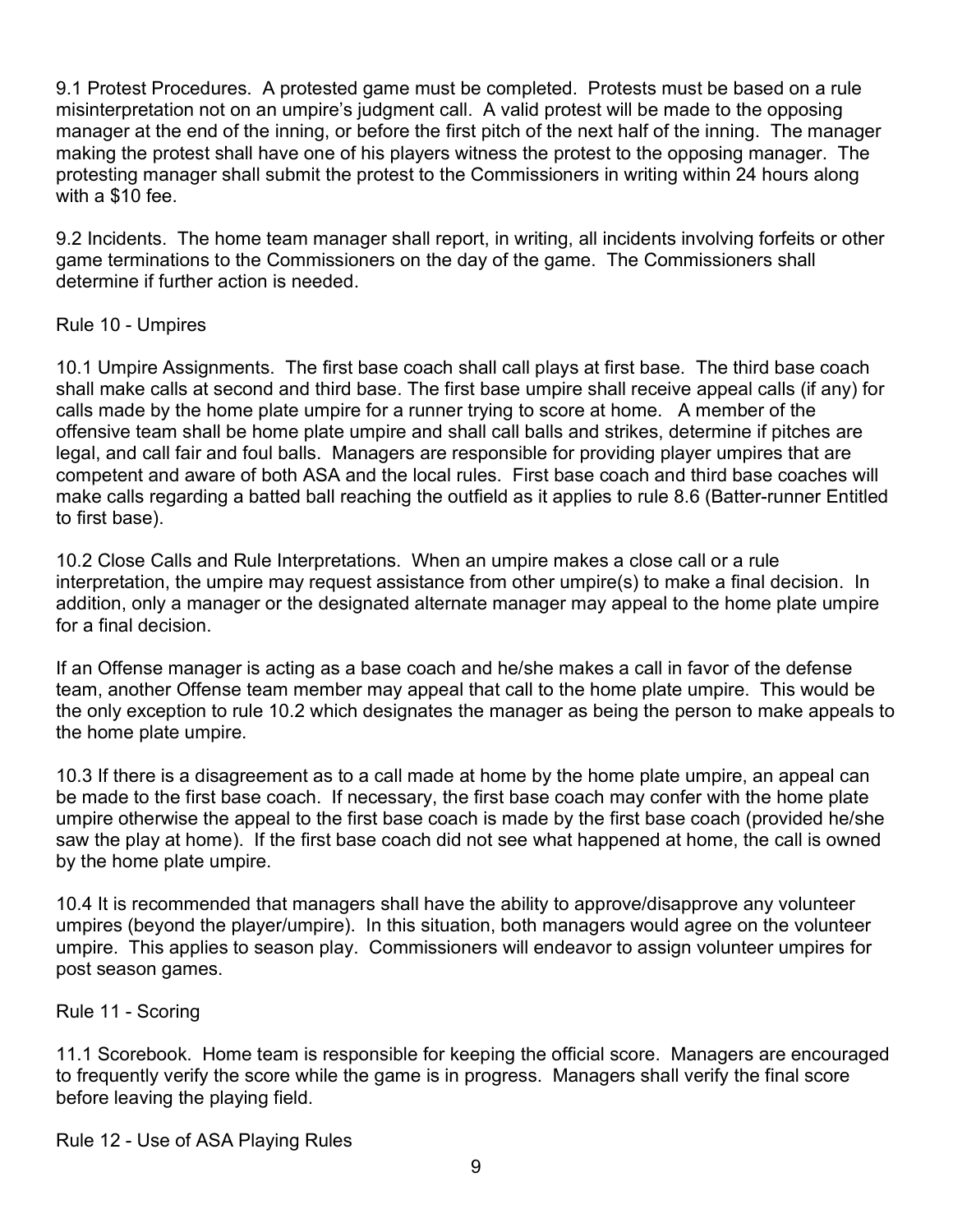9.1 Protest Procedures. A protested game must be completed. Protests must be based on a rule misinterpretation not on an umpire's judgment call. A valid protest will be made to the opposing manager at the end of the inning, or before the first pitch of the next half of the inning. The manager making the protest shall have one of his players witness the protest to the opposing manager. The protesting manager shall submit the protest to the Commissioners in writing within 24 hours along with a $10 fee.

9.2 Incidents. The home team manager shall report, in writing, all incidents involving forfeits or other game terminations to the Commissioners on the day of the game. The Commissioners shall determine if further action is needed.

## Rule 10 - Umpires

10.1 Umpire Assignments. The first base coach shall call plays at first base. The third base coach shall make calls at second and third base. The first base umpire shall receive appeal calls (if any) for calls made by the home plate umpire for a runner trying to score at home. A member of the offensive team shall be home plate umpire and shall call balls and strikes, determine if pitches are legal, and call fair and foul balls. Managers are responsible for providing player umpires that are competent and aware of both ASA and the local rules. First base coach and third base coaches will make calls regarding a batted ball reaching the outfield as it applies to rule 8.6 (Batter-runner Entitled to first base).

10.2 Close Calls and Rule Interpretations. When an umpire makes a close call or a rule interpretation, the umpire may request assistance from other umpire(s) to make a final decision. In addition, only a manager or the designated alternate manager may appeal to the home plate umpire for a final decision.

If an Offense manager is acting as a base coach and he/she makes a call in favor of the defense team, another Offense team member may appeal that call to the home plate umpire. This would be the only exception to rule 10.2 which designates the manager as being the person to make appeals to the home plate umpire.

10.3 If there is a disagreement as to a call made at home by the home plate umpire, an appeal can be made to the first base coach. If necessary, the first base coach may confer with the home plate umpire otherwise the appeal to the first base coach is made by the first base coach (provided he/she saw the play at home). If the first base coach did not see what happened at home, the call is owned by the home plate umpire.

10.4 It is recommended that managers shall have the ability to approve/disapprove any volunteer umpires (beyond the player/umpire). In this situation, both managers would agree on the volunteer umpire. This applies to season play. Commissioners will endeavor to assign volunteer umpires for post season games.

## Rule 11 - Scoring

11.1 Scorebook. Home team is responsible for keeping the official score. Managers are encouraged to frequently verify the score while the game is in progress. Managers shall verify the final score before leaving the playing field.

## Rule 12 - Use of ASA Playing Rules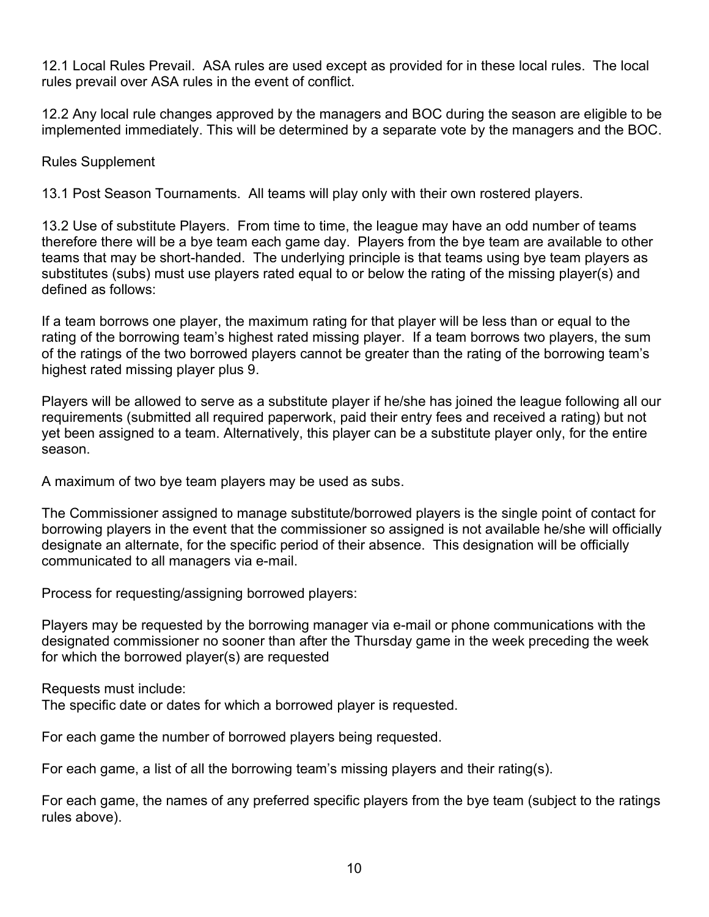12.1 Local Rules Prevail. ASA rules are used except as provided for in these local rules. The local rules prevail over ASA rules in the event of conflict.

12.2 Any local rule changes approved by the managers and BOC during the season are eligible to be implemented immediately. This will be determined by a separate vote by the managers and the BOC.

Rules Supplement

13.1 Post Season Tournaments. All teams will play only with their own rostered players.

13.2 Use of substitute Players. From time to time, the league may have an odd number of teams therefore there will be a bye team each game day. Players from the bye team are available to other teams that may be short-handed. The underlying principle is that teams using bye team players as substitutes (subs) must use players rated equal to or below the rating of the missing player(s) and defined as follows:

If a team borrows one player, the maximum rating for that player will be less than or equal to the rating of the borrowing team's highest rated missing player. If a team borrows two players, the sum of the ratings of the two borrowed players cannot be greater than the rating of the borrowing team's highest rated missing player plus 9.

Players will be allowed to serve as a substitute player if he/she has joined the league following all our requirements (submitted all required paperwork, paid their entry fees and received a rating) but not yet been assigned to a team. Alternatively, this player can be a substitute player only, for the entire season.

A maximum of two bye team players may be used as subs.

The Commissioner assigned to manage substitute/borrowed players is the single point of contact for borrowing players in the event that the commissioner so assigned is not available he/she will officially designate an alternate, for the specific period of their absence. This designation will be officially communicated to all managers via e-mail.

Process for requesting/assigning borrowed players:

Players may be requested by the borrowing manager via e-mail or phone communications with the designated commissioner no sooner than after the Thursday game in the week preceding the week for which the borrowed player(s) are requested

Requests must include:
The specific date or dates for which a borrowed player is requested.

For each game the number of borrowed players being requested.

For each game, a list of all the borrowing team's missing players and their rating(s).

For each game, the names of any preferred specific players from the bye team (subject to the ratings rules above).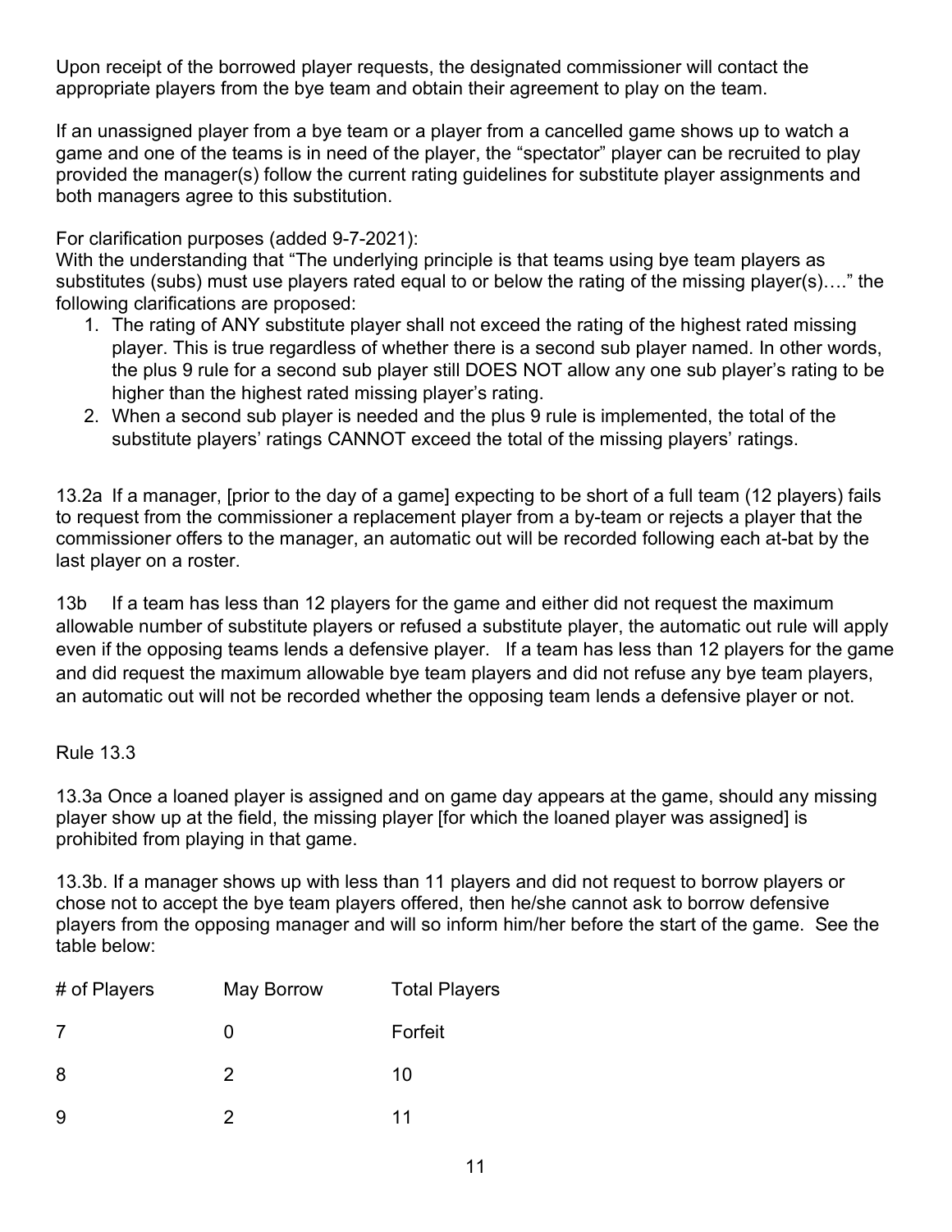Upon receipt of the borrowed player requests, the designated commissioner will contact the appropriate players from the bye team and obtain their agreement to play on the team.

If an unassigned player from a bye team or a player from a cancelled game shows up to watch a game and one of the teams is in need of the player, the "spectator" player can be recruited to play provided the manager(s) follow the current rating guidelines for substitute player assignments and both managers agree to this substitution.

For clarification purposes (added 9-7-2021):
With the understanding that "The underlying principle is that teams using bye team players as substitutes (subs) must use players rated equal to or below the rating of the missing player(s)…." the following clarifications are proposed:

1. The rating of ANY substitute player shall not exceed the rating of the highest rated missing player. This is true regardless of whether there is a second sub player named. In other words, the plus 9 rule for a second sub player still DOES NOT allow any one sub player's rating to be higher than the highest rated missing player's rating.
2. When a second sub player is needed and the plus 9 rule is implemented, the total of the substitute players' ratings CANNOT exceed the total of the missing players' ratings.

13.2a If a manager, [prior to the day of a game] expecting to be short of a full team (12 players) fails to request from the commissioner a replacement player from a by-team or rejects a player that the commissioner offers to the manager, an automatic out will be recorded following each at-bat by the last player on a roster.

13b If a team has less than 12 players for the game and either did not request the maximum allowable number of substitute players or refused a substitute player, the automatic out rule will apply even if the opposing teams lends a defensive player. If a team has less than 12 players for the game and did request the maximum allowable bye team players and did not refuse any bye team players, an automatic out will not be recorded whether the opposing team lends a defensive player or not.

Rule 13.3

13.3a Once a loaned player is assigned and on game day appears at the game, should any missing player show up at the field, the missing player [for which the loaned player was assigned] is prohibited from playing in that game.

13.3b. If a manager shows up with less than 11 players and did not request to borrow players or chose not to accept the bye team players offered, then he/she cannot ask to borrow defensive players from the opposing manager and will so inform him/her before the start of the game. See the table below:

| # of Players | May Borrow | Total Players |
|---|---|---|
| 7 | 0 | Forfeit |
| 8 | 2 | 10 |
| 9 | 2 | 11 |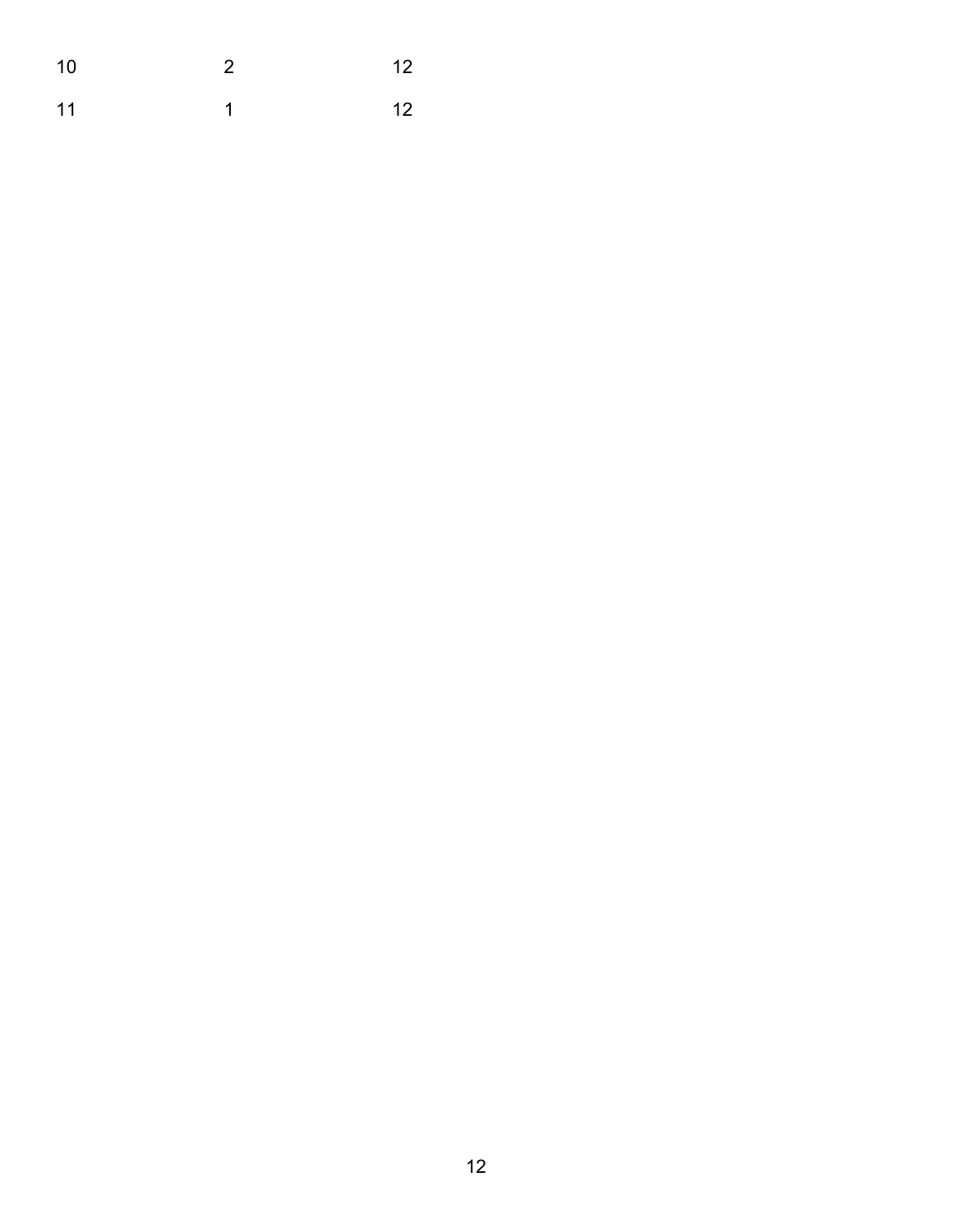| | | |
|---|---|---|
| 10 | 2 | 12 |
| 11 | 1 | 12 |